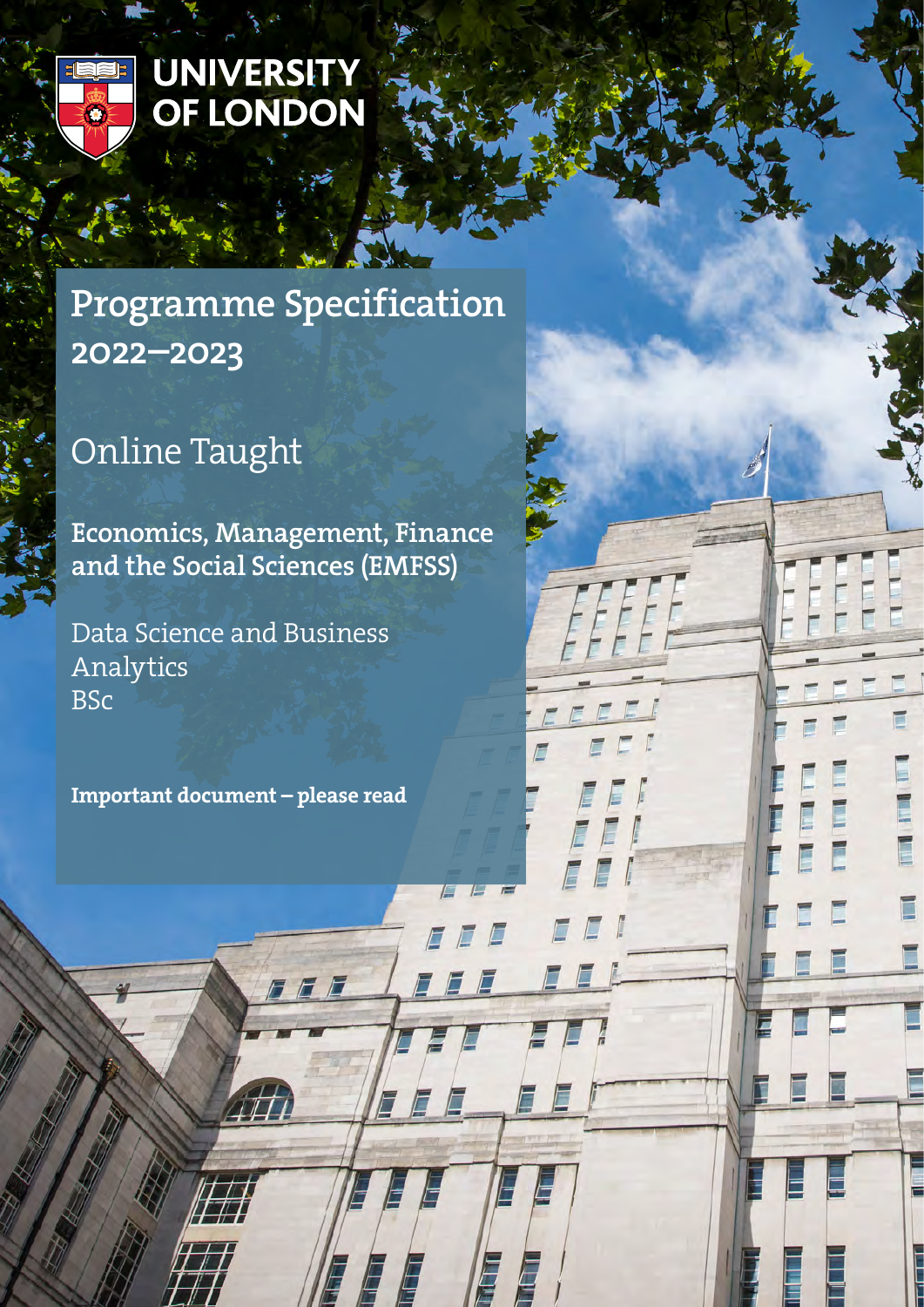UNIVERSITY OF LONDON

# Programme Specification 2022–2023

## Online Taught

**Economics, Management, Finance and the Social Sciences (EMFSS)**

Data Science and Business Analytics
BSc

**Important document – please read**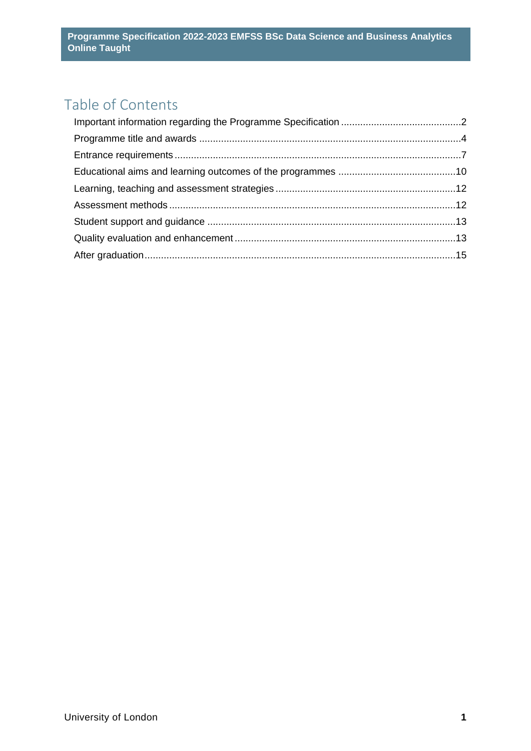# Table of Contents

- Important information regarding the Programme Specification ....................2
- Programme title and awards ....................4
- Entrance requirements ....................7
- Educational aims and learning outcomes of the programmes ....................10
- Learning, teaching and assessment strategies ....................12
- Assessment methods ....................12
- Student support and guidance ....................13
- Quality evaluation and enhancement ....................13
- After graduation ....................15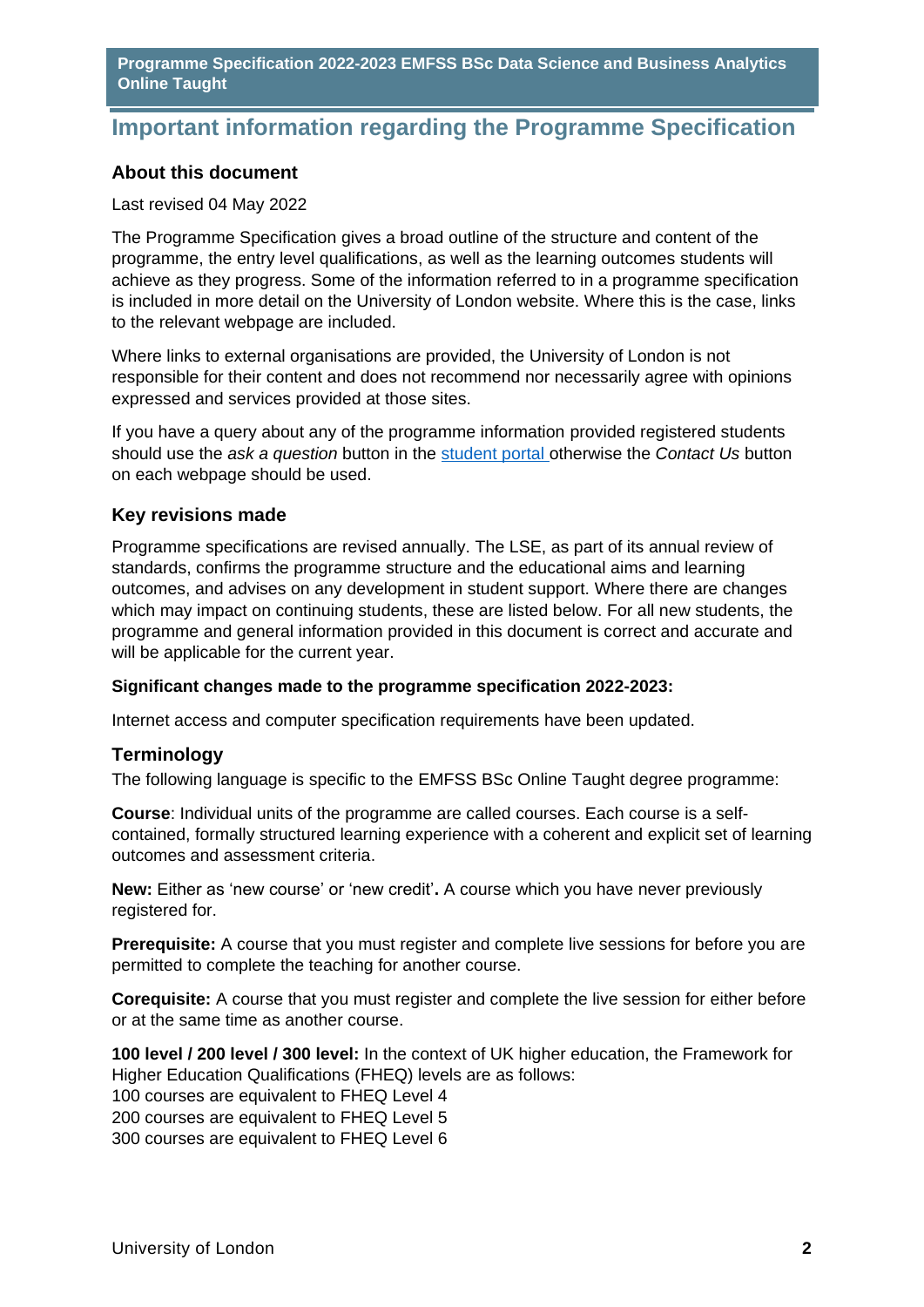# Important information regarding the Programme Specification

### About this document

Last revised 04 May 2022

The Programme Specification gives a broad outline of the structure and content of the programme, the entry level qualifications, as well as the learning outcomes students will achieve as they progress. Some of the information referred to in a programme specification is included in more detail on the University of London website. Where this is the case, links to the relevant webpage are included.

Where links to external organisations are provided, the University of London is not responsible for their content and does not recommend nor necessarily agree with opinions expressed and services provided at those sites.

If you have a query about any of the programme information provided registered students should use the *ask a question* button in the student portal otherwise the *Contact Us* button on each webpage should be used.

### Key revisions made

Programme specifications are revised annually. The LSE, as part of its annual review of standards, confirms the programme structure and the educational aims and learning outcomes, and advises on any development in student support. Where there are changes which may impact on continuing students, these are listed below. For all new students, the programme and general information provided in this document is correct and accurate and will be applicable for the current year.

**Significant changes made to the programme specification 2022-2023:**

Internet access and computer specification requirements have been updated.

### Terminology

The following language is specific to the EMFSS BSc Online Taught degree programme:

**Course**: Individual units of the programme are called courses. Each course is a self-contained, formally structured learning experience with a coherent and explicit set of learning outcomes and assessment criteria.

**New:** Either as 'new course' or 'new credit'**.** A course which you have never previously registered for.

**Prerequisite:** A course that you must register and complete live sessions for before you are permitted to complete the teaching for another course.

**Corequisite:** A course that you must register and complete the live session for either before or at the same time as another course.

**100 level / 200 level / 300 level:** In the context of UK higher education, the Framework for Higher Education Qualifications (FHEQ) levels are as follows:
100 courses are equivalent to FHEQ Level 4
200 courses are equivalent to FHEQ Level 5
300 courses are equivalent to FHEQ Level 6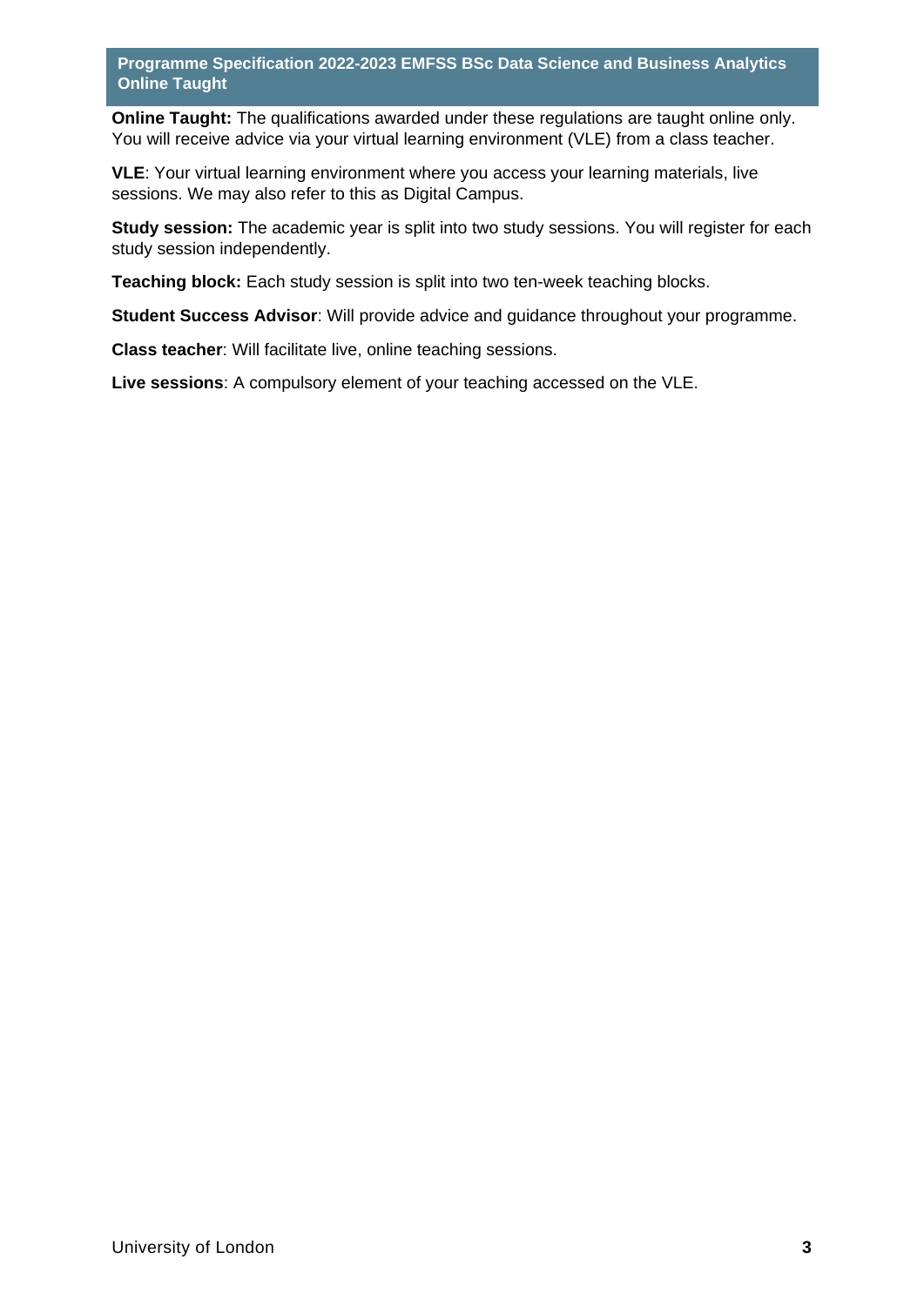**Online Taught:** The qualifications awarded under these regulations are taught online only. You will receive advice via your virtual learning environment (VLE) from a class teacher.

**VLE**: Your virtual learning environment where you access your learning materials, live sessions. We may also refer to this as Digital Campus.

**Study session:** The academic year is split into two study sessions. You will register for each study session independently.

**Teaching block:** Each study session is split into two ten-week teaching blocks.

**Student Success Advisor**: Will provide advice and guidance throughout your programme.

**Class teacher**: Will facilitate live, online teaching sessions.

**Live sessions**: A compulsory element of your teaching accessed on the VLE.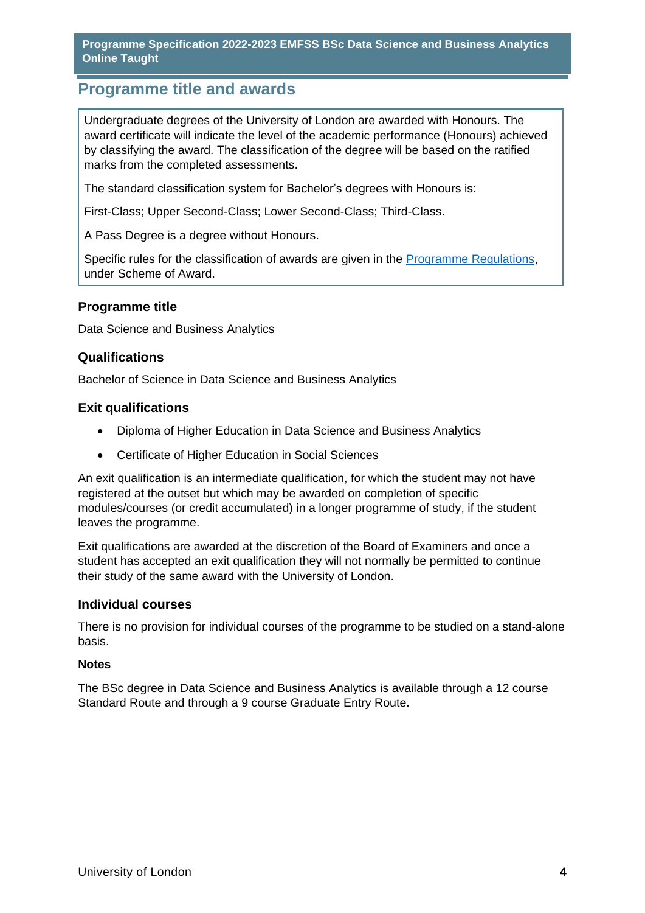## Programme title and awards

Undergraduate degrees of the University of London are awarded with Honours. The award certificate will indicate the level of the academic performance (Honours) achieved by classifying the award. The classification of the degree will be based on the ratified marks from the completed assessments.

The standard classification system for Bachelor's degrees with Honours is:

First-Class; Upper Second-Class; Lower Second-Class; Third-Class.

A Pass Degree is a degree without Honours.

Specific rules for the classification of awards are given in the Programme Regulations, under Scheme of Award.

### Programme title

Data Science and Business Analytics

### Qualifications

Bachelor of Science in Data Science and Business Analytics

### Exit qualifications

- Diploma of Higher Education in Data Science and Business Analytics
- Certificate of Higher Education in Social Sciences

An exit qualification is an intermediate qualification, for which the student may not have registered at the outset but which may be awarded on completion of specific modules/courses (or credit accumulated) in a longer programme of study, if the student leaves the programme.

Exit qualifications are awarded at the discretion of the Board of Examiners and once a student has accepted an exit qualification they will not normally be permitted to continue their study of the same award with the University of London.

### Individual courses

There is no provision for individual courses of the programme to be studied on a stand-alone basis.

#### Notes

The BSc degree in Data Science and Business Analytics is available through a 12 course Standard Route and through a 9 course Graduate Entry Route.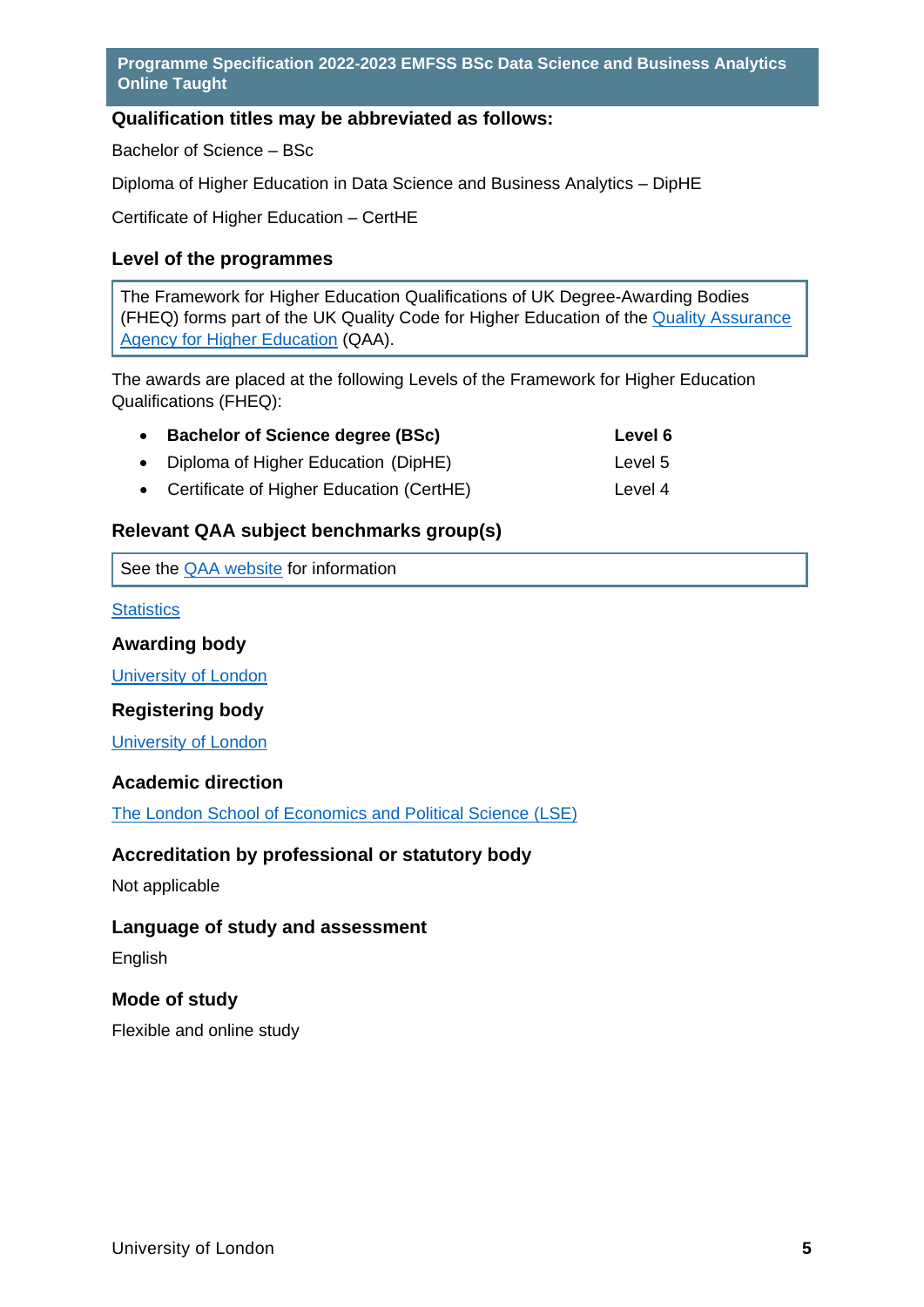## Qualification titles may be abbreviated as follows:

Bachelor of Science – BSc

Diploma of Higher Education in Data Science and Business Analytics – DipHE

Certificate of Higher Education – CertHE

## Level of the programmes

The Framework for Higher Education Qualifications of UK Degree-Awarding Bodies (FHEQ) forms part of the UK Quality Code for Higher Education of the Quality Assurance Agency for Higher Education (QAA).

The awards are placed at the following Levels of the Framework for Higher Education Qualifications (FHEQ):

- **Bachelor of Science degree (BSc)** — **Level 6**
- Diploma of Higher Education (DipHE) — Level 5
- Certificate of Higher Education (CertHE) — Level 4

## Relevant QAA subject benchmarks group(s)

See the QAA website for information

Statistics

## Awarding body

University of London

## Registering body

University of London

## Academic direction

The London School of Economics and Political Science (LSE)

## Accreditation by professional or statutory body

Not applicable

## Language of study and assessment

English

## Mode of study

Flexible and online study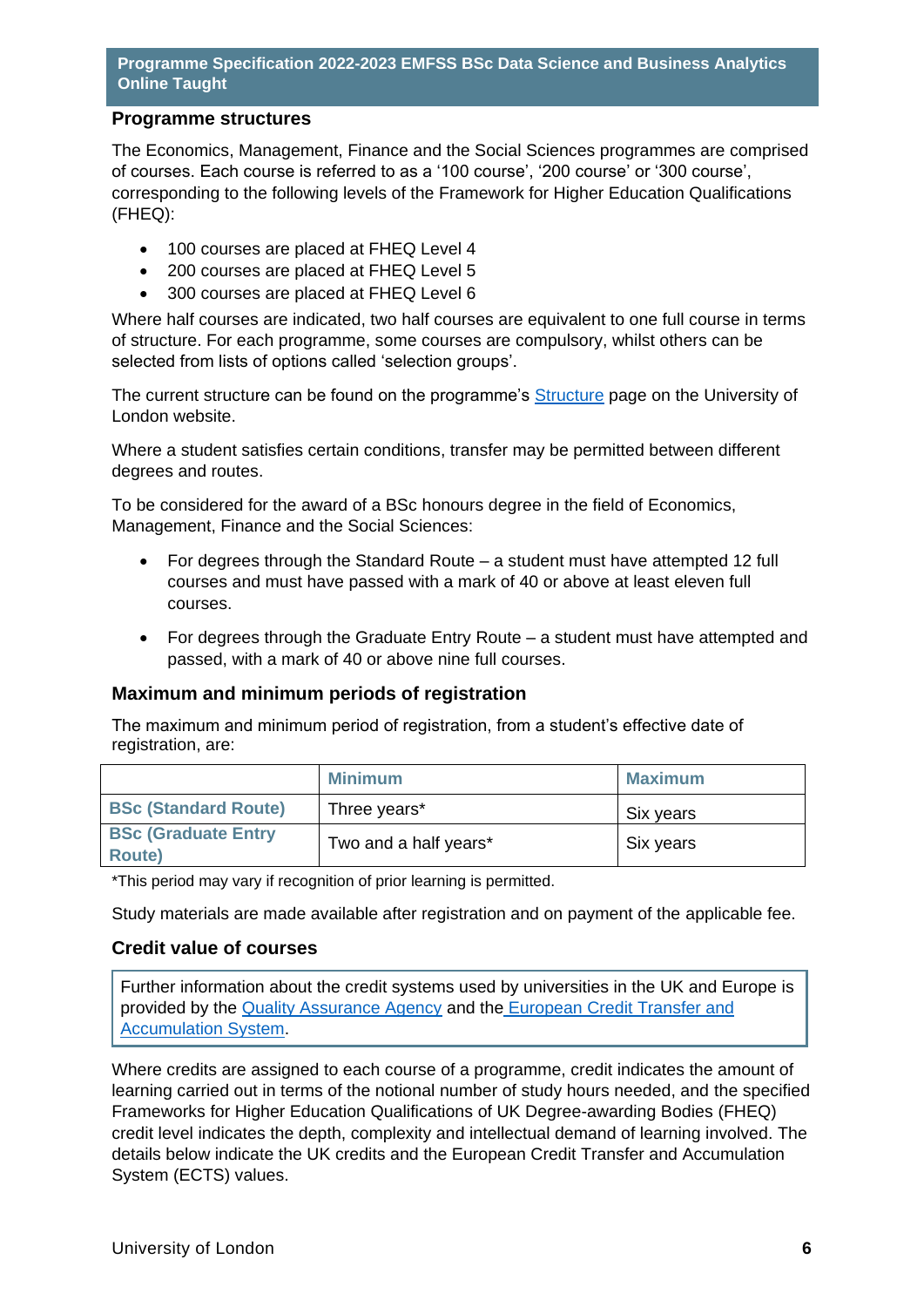## Programme structures

The Economics, Management, Finance and the Social Sciences programmes are comprised of courses. Each course is referred to as a '100 course', '200 course' or '300 course', corresponding to the following levels of the Framework for Higher Education Qualifications (FHEQ):

- 100 courses are placed at FHEQ Level 4
- 200 courses are placed at FHEQ Level 5
- 300 courses are placed at FHEQ Level 6

Where half courses are indicated, two half courses are equivalent to one full course in terms of structure. For each programme, some courses are compulsory, whilst others can be selected from lists of options called 'selection groups'.

The current structure can be found on the programme's [Structure]() page on the University of London website.

Where a student satisfies certain conditions, transfer may be permitted between different degrees and routes.

To be considered for the award of a BSc honours degree in the field of Economics, Management, Finance and the Social Sciences:

- For degrees through the Standard Route – a student must have attempted 12 full courses and must have passed with a mark of 40 or above at least eleven full courses.
- For degrees through the Graduate Entry Route – a student must have attempted and passed, with a mark of 40 or above nine full courses.

### Maximum and minimum periods of registration

The maximum and minimum period of registration, from a student's effective date of registration, are:

| | Minimum | Maximum |
|---|---|---|
| **BSc (Standard Route)** | Three years* | Six years |
| **BSc (Graduate Entry Route)** | Two and a half years* | Six years |

*This period may vary if recognition of prior learning is permitted.

Study materials are made available after registration and on payment of the applicable fee.

### Credit value of courses

Further information about the credit systems used by universities in the UK and Europe is provided by the [Quality Assurance Agency]() and the [European Credit Transfer and Accumulation System]().

Where credits are assigned to each course of a programme, credit indicates the amount of learning carried out in terms of the notional number of study hours needed, and the specified Frameworks for Higher Education Qualifications of UK Degree-awarding Bodies (FHEQ) credit level indicates the depth, complexity and intellectual demand of learning involved. The details below indicate the UK credits and the European Credit Transfer and Accumulation System (ECTS) values.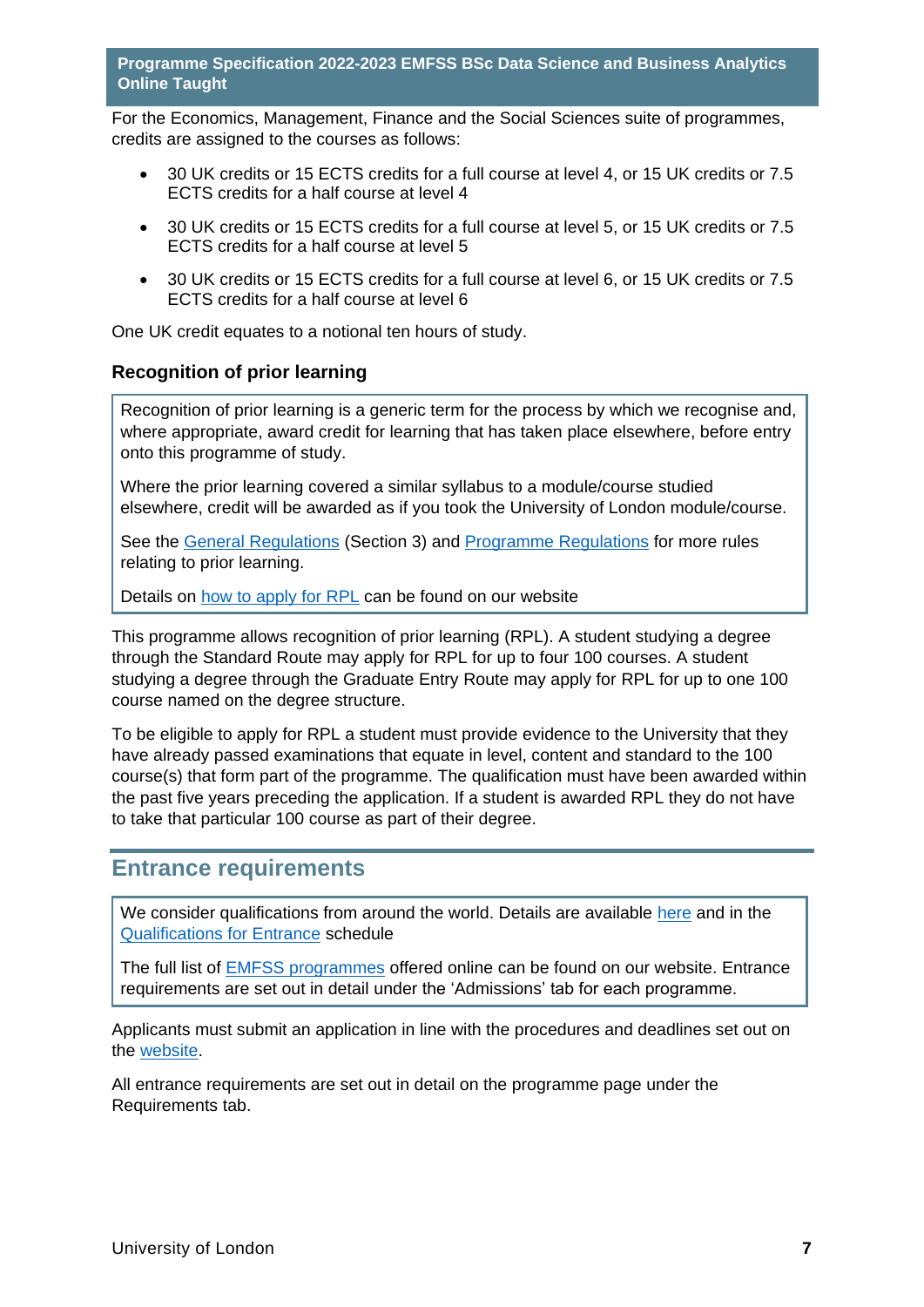For the Economics, Management, Finance and the Social Sciences suite of programmes, credits are assigned to the courses as follows:

- 30 UK credits or 15 ECTS credits for a full course at level 4, or 15 UK credits or 7.5 ECTS credits for a half course at level 4
- 30 UK credits or 15 ECTS credits for a full course at level 5, or 15 UK credits or 7.5 ECTS credits for a half course at level 5
- 30 UK credits or 15 ECTS credits for a full course at level 6, or 15 UK credits or 7.5 ECTS credits for a half course at level 6

One UK credit equates to a notional ten hours of study.

### Recognition of prior learning

Recognition of prior learning is a generic term for the process by which we recognise and, where appropriate, award credit for learning that has taken place elsewhere, before entry onto this programme of study.

Where the prior learning covered a similar syllabus to a module/course studied elsewhere, credit will be awarded as if you took the University of London module/course.

See the General Regulations (Section 3) and Programme Regulations for more rules relating to prior learning.

Details on how to apply for RPL can be found on our website

This programme allows recognition of prior learning (RPL). A student studying a degree through the Standard Route may apply for RPL for up to four 100 courses. A student studying a degree through the Graduate Entry Route may apply for RPL for up to one 100 course named on the degree structure.

To be eligible to apply for RPL a student must provide evidence to the University that they have already passed examinations that equate in level, content and standard to the 100 course(s) that form part of the programme. The qualification must have been awarded within the past five years preceding the application. If a student is awarded RPL they do not have to take that particular 100 course as part of their degree.

## Entrance requirements

We consider qualifications from around the world. Details are available here and in the Qualifications for Entrance schedule

The full list of EMFSS programmes offered online can be found on our website. Entrance requirements are set out in detail under the 'Admissions' tab for each programme.

Applicants must submit an application in line with the procedures and deadlines set out on the website.

All entrance requirements are set out in detail on the programme page under the Requirements tab.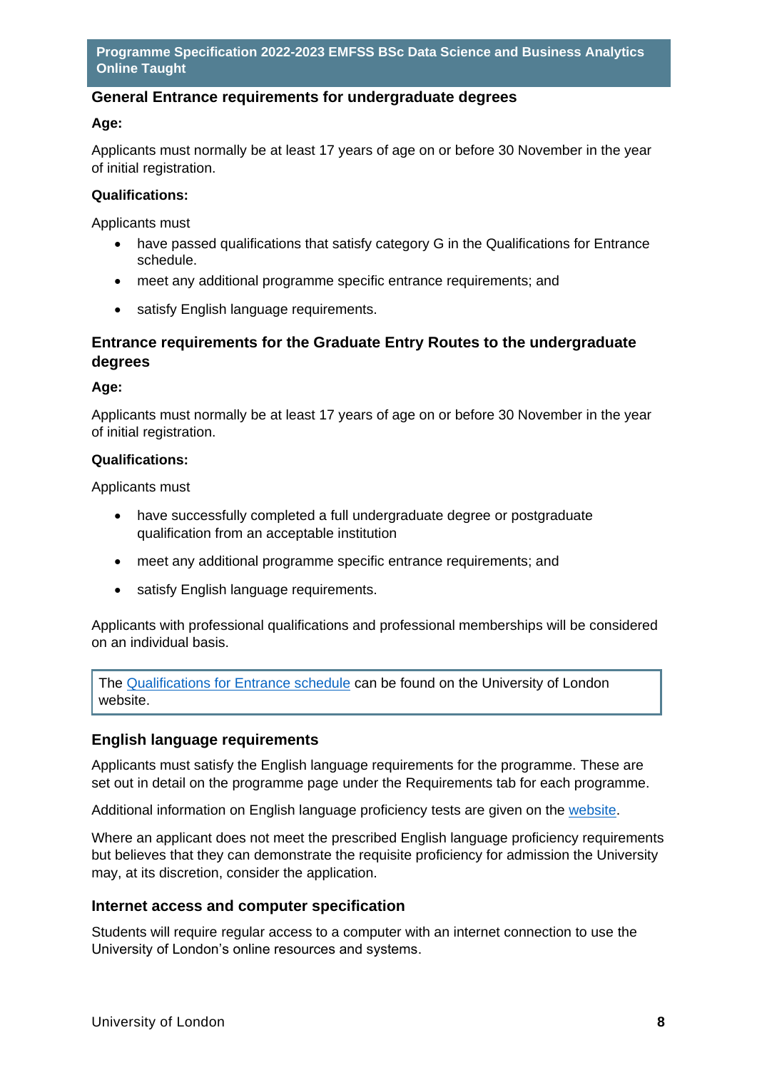## General Entrance requirements for undergraduate degrees

**Age:**

Applicants must normally be at least 17 years of age on or before 30 November in the year of initial registration.

**Qualifications:**

Applicants must

- have passed qualifications that satisfy category G in the Qualifications for Entrance schedule.
- meet any additional programme specific entrance requirements; and
- satisfy English language requirements.

## Entrance requirements for the Graduate Entry Routes to the undergraduate degrees

**Age:**

Applicants must normally be at least 17 years of age on or before 30 November in the year of initial registration.

**Qualifications:**

Applicants must

- have successfully completed a full undergraduate degree or postgraduate qualification from an acceptable institution
- meet any additional programme specific entrance requirements; and
- satisfy English language requirements.

Applicants with professional qualifications and professional memberships will be considered on an individual basis.

The Qualifications for Entrance schedule can be found on the University of London website.

## English language requirements

Applicants must satisfy the English language requirements for the programme. These are set out in detail on the programme page under the Requirements tab for each programme.

Additional information on English language proficiency tests are given on the website.

Where an applicant does not meet the prescribed English language proficiency requirements but believes that they can demonstrate the requisite proficiency for admission the University may, at its discretion, consider the application.

## Internet access and computer specification

Students will require regular access to a computer with an internet connection to use the University of London's online resources and systems.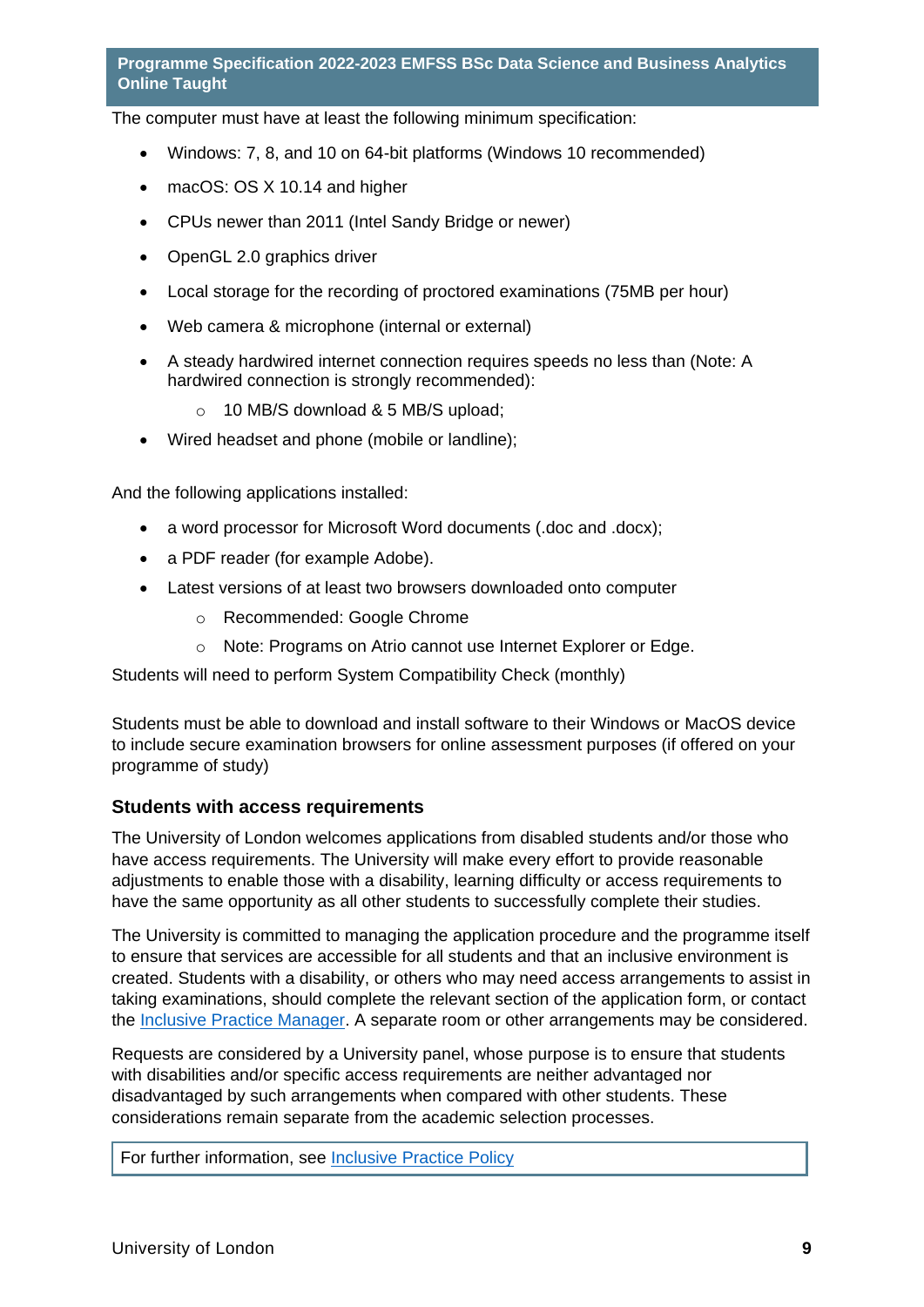The computer must have at least the following minimum specification:

- Windows: 7, 8, and 10 on 64-bit platforms (Windows 10 recommended)
- macOS: OS X 10.14 and higher
- CPUs newer than 2011 (Intel Sandy Bridge or newer)
- OpenGL 2.0 graphics driver
- Local storage for the recording of proctored examinations (75MB per hour)
- Web camera & microphone (internal or external)
- A steady hardwired internet connection requires speeds no less than (Note: A hardwired connection is strongly recommended):
    - 10 MB/S download & 5 MB/S upload;
- Wired headset and phone (mobile or landline);

And the following applications installed:

- a word processor for Microsoft Word documents (.doc and .docx);
- a PDF reader (for example Adobe).
- Latest versions of at least two browsers downloaded onto computer
    - Recommended: Google Chrome
    - Note: Programs on Atrio cannot use Internet Explorer or Edge.

Students will need to perform System Compatibility Check (monthly)

Students must be able to download and install software to their Windows or MacOS device to include secure examination browsers for online assessment purposes (if offered on your programme of study)

### Students with access requirements

The University of London welcomes applications from disabled students and/or those who have access requirements. The University will make every effort to provide reasonable adjustments to enable those with a disability, learning difficulty or access requirements to have the same opportunity as all other students to successfully complete their studies.

The University is committed to managing the application procedure and the programme itself to ensure that services are accessible for all students and that an inclusive environment is created. Students with a disability, or others who may need access arrangements to assist in taking examinations, should complete the relevant section of the application form, or contact the Inclusive Practice Manager. A separate room or other arrangements may be considered.

Requests are considered by a University panel, whose purpose is to ensure that students with disabilities and/or specific access requirements are neither advantaged nor disadvantaged by such arrangements when compared with other students. These considerations remain separate from the academic selection processes.

For further information, see Inclusive Practice Policy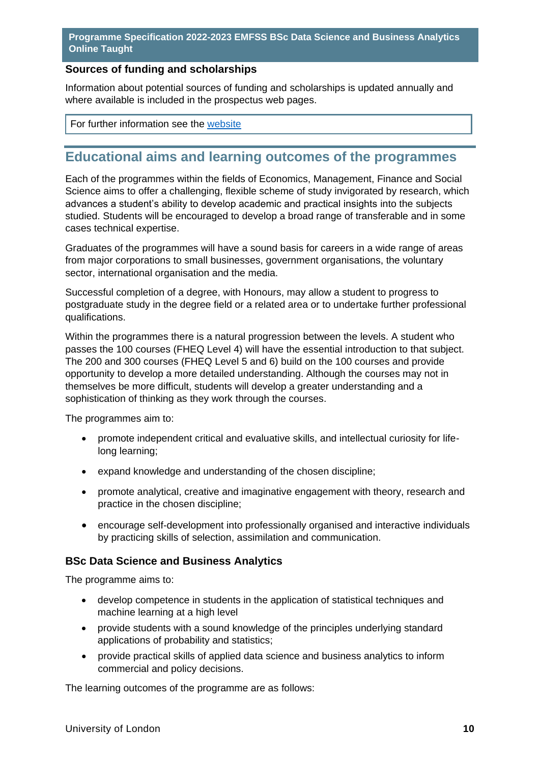### Sources of funding and scholarships

Information about potential sources of funding and scholarships is updated annually and where available is included in the prospectus web pages.

For further information see the website

## Educational aims and learning outcomes of the programmes

Each of the programmes within the fields of Economics, Management, Finance and Social Science aims to offer a challenging, flexible scheme of study invigorated by research, which advances a student's ability to develop academic and practical insights into the subjects studied. Students will be encouraged to develop a broad range of transferable and in some cases technical expertise.

Graduates of the programmes will have a sound basis for careers in a wide range of areas from major corporations to small businesses, government organisations, the voluntary sector, international organisation and the media.

Successful completion of a degree, with Honours, may allow a student to progress to postgraduate study in the degree field or a related area or to undertake further professional qualifications.

Within the programmes there is a natural progression between the levels. A student who passes the 100 courses (FHEQ Level 4) will have the essential introduction to that subject. The 200 and 300 courses (FHEQ Level 5 and 6) build on the 100 courses and provide opportunity to develop a more detailed understanding. Although the courses may not in themselves be more difficult, students will develop a greater understanding and a sophistication of thinking as they work through the courses.

The programmes aim to:

- promote independent critical and evaluative skills, and intellectual curiosity for life-long learning;
- expand knowledge and understanding of the chosen discipline;
- promote analytical, creative and imaginative engagement with theory, research and practice in the chosen discipline;
- encourage self-development into professionally organised and interactive individuals by practicing skills of selection, assimilation and communication.

### BSc Data Science and Business Analytics

The programme aims to:

- develop competence in students in the application of statistical techniques and machine learning at a high level
- provide students with a sound knowledge of the principles underlying standard applications of probability and statistics;
- provide practical skills of applied data science and business analytics to inform commercial and policy decisions.

The learning outcomes of the programme are as follows: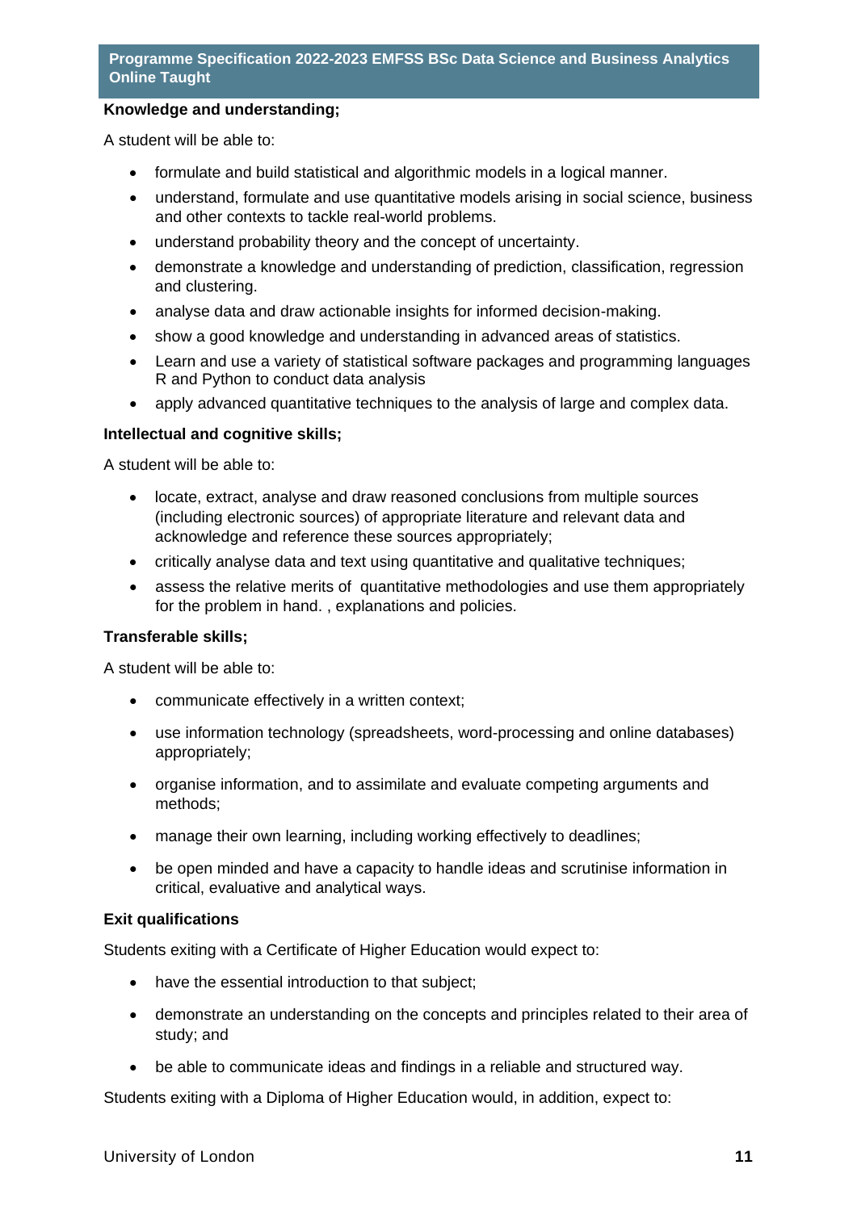**Knowledge and understanding;**

A student will be able to:

- formulate and build statistical and algorithmic models in a logical manner.
- understand, formulate and use quantitative models arising in social science, business and other contexts to tackle real-world problems.
- understand probability theory and the concept of uncertainty.
- demonstrate a knowledge and understanding of prediction, classification, regression and clustering.
- analyse data and draw actionable insights for informed decision-making.
- show a good knowledge and understanding in advanced areas of statistics.
- Learn and use a variety of statistical software packages and programming languages R and Python to conduct data analysis
- apply advanced quantitative techniques to the analysis of large and complex data.

**Intellectual and cognitive skills;**

A student will be able to:

- locate, extract, analyse and draw reasoned conclusions from multiple sources (including electronic sources) of appropriate literature and relevant data and acknowledge and reference these sources appropriately;
- critically analyse data and text using quantitative and qualitative techniques;
- assess the relative merits of quantitative methodologies and use them appropriately for the problem in hand. , explanations and policies.

**Transferable skills;**

A student will be able to:

- communicate effectively in a written context;
- use information technology (spreadsheets, word-processing and online databases) appropriately;
- organise information, and to assimilate and evaluate competing arguments and methods;
- manage their own learning, including working effectively to deadlines;
- be open minded and have a capacity to handle ideas and scrutinise information in critical, evaluative and analytical ways.

**Exit qualifications**

Students exiting with a Certificate of Higher Education would expect to:

- have the essential introduction to that subject;
- demonstrate an understanding on the concepts and principles related to their area of study; and
- be able to communicate ideas and findings in a reliable and structured way.

Students exiting with a Diploma of Higher Education would, in addition, expect to: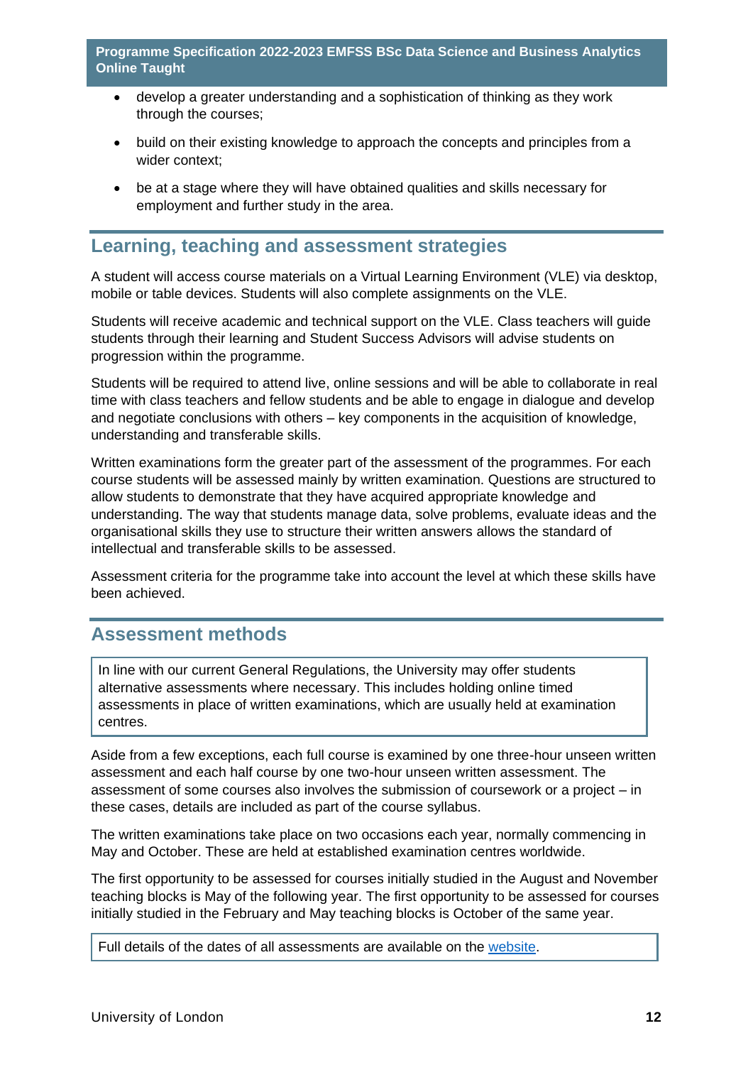- develop a greater understanding and a sophistication of thinking as they work through the courses;
- build on their existing knowledge to approach the concepts and principles from a wider context;
- be at a stage where they will have obtained qualities and skills necessary for employment and further study in the area.

## Learning, teaching and assessment strategies

A student will access course materials on a Virtual Learning Environment (VLE) via desktop, mobile or table devices. Students will also complete assignments on the VLE.

Students will receive academic and technical support on the VLE. Class teachers will guide students through their learning and Student Success Advisors will advise students on progression within the programme.

Students will be required to attend live, online sessions and will be able to collaborate in real time with class teachers and fellow students and be able to engage in dialogue and develop and negotiate conclusions with others – key components in the acquisition of knowledge, understanding and transferable skills.

Written examinations form the greater part of the assessment of the programmes. For each course students will be assessed mainly by written examination. Questions are structured to allow students to demonstrate that they have acquired appropriate knowledge and understanding. The way that students manage data, solve problems, evaluate ideas and the organisational skills they use to structure their written answers allows the standard of intellectual and transferable skills to be assessed.

Assessment criteria for the programme take into account the level at which these skills have been achieved.

## Assessment methods

In line with our current General Regulations, the University may offer students alternative assessments where necessary. This includes holding online timed assessments in place of written examinations, which are usually held at examination centres.

Aside from a few exceptions, each full course is examined by one three-hour unseen written assessment and each half course by one two-hour unseen written assessment. The assessment of some courses also involves the submission of coursework or a project – in these cases, details are included as part of the course syllabus.

The written examinations take place on two occasions each year, normally commencing in May and October. These are held at established examination centres worldwide.

The first opportunity to be assessed for courses initially studied in the August and November teaching blocks is May of the following year. The first opportunity to be assessed for courses initially studied in the February and May teaching blocks is October of the same year.

Full details of the dates of all assessments are available on the website.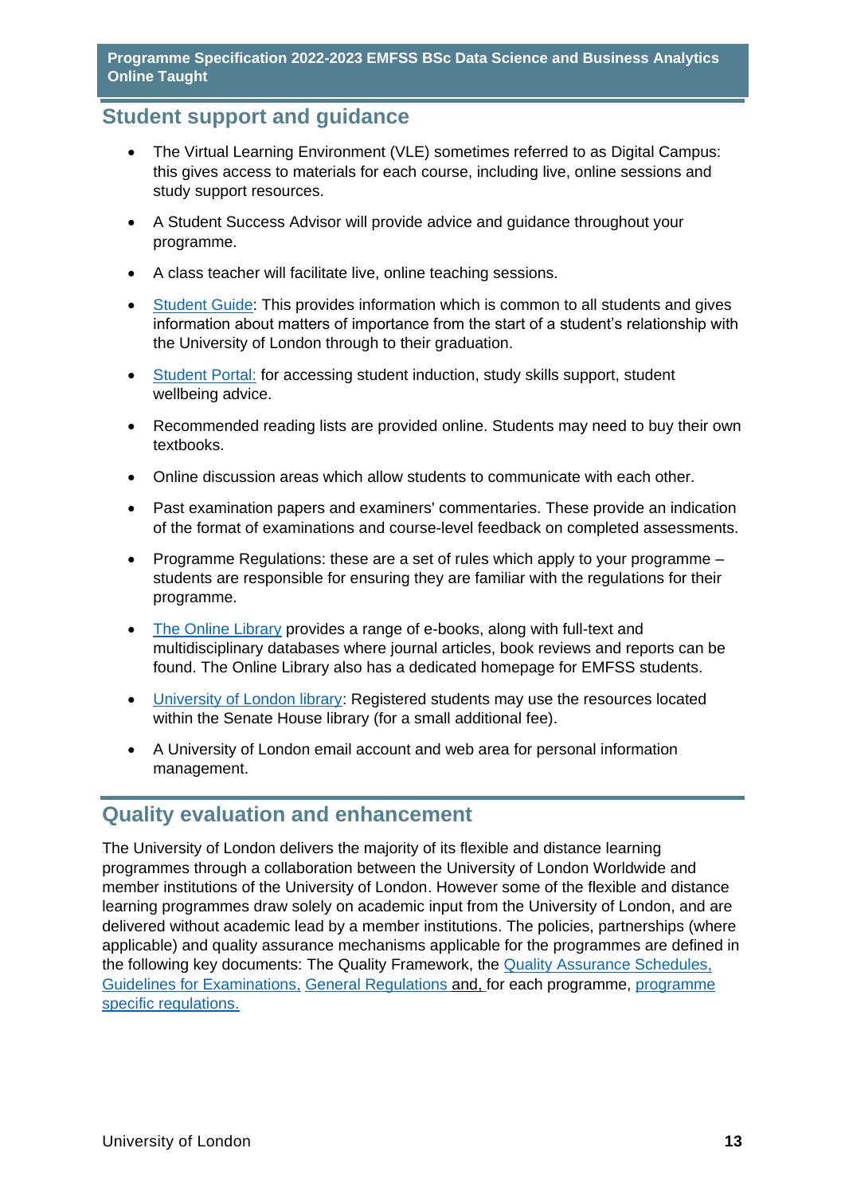## Student support and guidance

- The Virtual Learning Environment (VLE) sometimes referred to as Digital Campus: this gives access to materials for each course, including live, online sessions and study support resources.
- A Student Success Advisor will provide advice and guidance throughout your programme.
- A class teacher will facilitate live, online teaching sessions.
- Student Guide: This provides information which is common to all students and gives information about matters of importance from the start of a student's relationship with the University of London through to their graduation.
- Student Portal: for accessing student induction, study skills support, student wellbeing advice.
- Recommended reading lists are provided online. Students may need to buy their own textbooks.
- Online discussion areas which allow students to communicate with each other.
- Past examination papers and examiners' commentaries. These provide an indication of the format of examinations and course-level feedback on completed assessments.
- Programme Regulations: these are a set of rules which apply to your programme – students are responsible for ensuring they are familiar with the regulations for their programme.
- The Online Library provides a range of e-books, along with full-text and multidisciplinary databases where journal articles, book reviews and reports can be found. The Online Library also has a dedicated homepage for EMFSS students.
- University of London library: Registered students may use the resources located within the Senate House library (for a small additional fee).
- A University of London email account and web area for personal information management.

## Quality evaluation and enhancement

The University of London delivers the majority of its flexible and distance learning programmes through a collaboration between the University of London Worldwide and member institutions of the University of London. However some of the flexible and distance learning programmes draw solely on academic input from the University of London, and are delivered without academic lead by a member institutions. The policies, partnerships (where applicable) and quality assurance mechanisms applicable for the programmes are defined in the following key documents: The Quality Framework, the Quality Assurance Schedules, Guidelines for Examinations, General Regulations and, for each programme, programme specific regulations.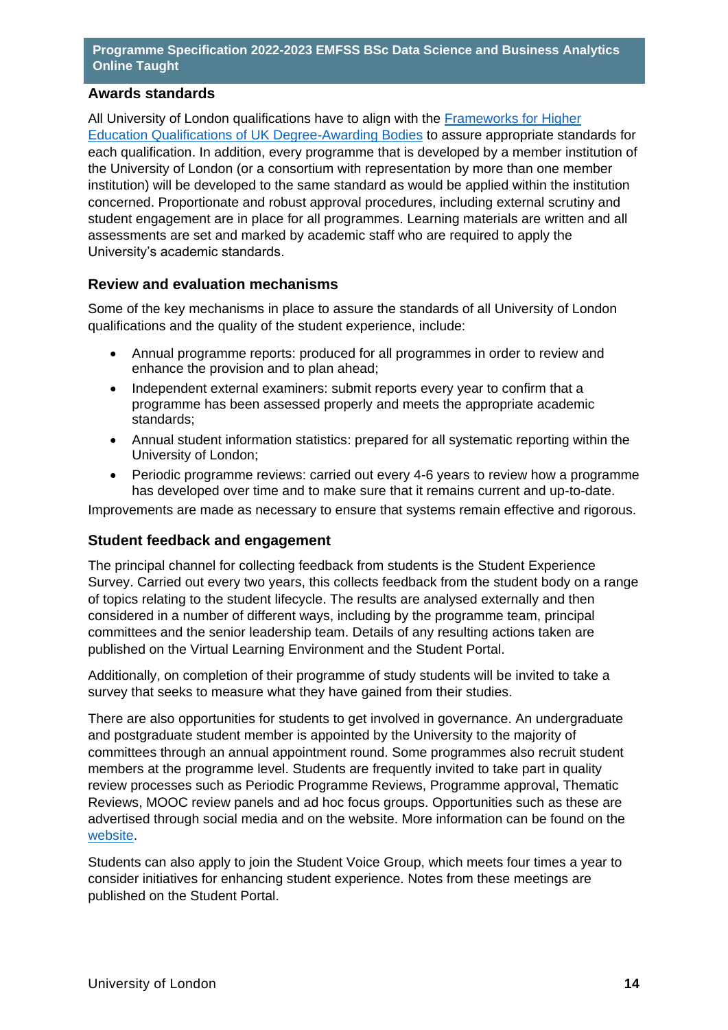## Awards standards

All University of London qualifications have to align with the [Frameworks for Higher Education Qualifications of UK Degree-Awarding Bodies] to assure appropriate standards for each qualification. In addition, every programme that is developed by a member institution of the University of London (or a consortium with representation by more than one member institution) will be developed to the same standard as would be applied within the institution concerned. Proportionate and robust approval procedures, including external scrutiny and student engagement are in place for all programmes. Learning materials are written and all assessments are set and marked by academic staff who are required to apply the University's academic standards.

## Review and evaluation mechanisms

Some of the key mechanisms in place to assure the standards of all University of London qualifications and the quality of the student experience, include:

- Annual programme reports: produced for all programmes in order to review and enhance the provision and to plan ahead;
- Independent external examiners: submit reports every year to confirm that a programme has been assessed properly and meets the appropriate academic standards;
- Annual student information statistics: prepared for all systematic reporting within the University of London;
- Periodic programme reviews: carried out every 4-6 years to review how a programme has developed over time and to make sure that it remains current and up-to-date.

Improvements are made as necessary to ensure that systems remain effective and rigorous.

## Student feedback and engagement

The principal channel for collecting feedback from students is the Student Experience Survey. Carried out every two years, this collects feedback from the student body on a range of topics relating to the student lifecycle. The results are analysed externally and then considered in a number of different ways, including by the programme team, principal committees and the senior leadership team. Details of any resulting actions taken are published on the Virtual Learning Environment and the Student Portal.

Additionally, on completion of their programme of study students will be invited to take a survey that seeks to measure what they have gained from their studies.

There are also opportunities for students to get involved in governance. An undergraduate and postgraduate student member is appointed by the University to the majority of committees through an annual appointment round. Some programmes also recruit student members at the programme level. Students are frequently invited to take part in quality review processes such as Periodic Programme Reviews, Programme approval, Thematic Reviews, MOOC review panels and ad hoc focus groups. Opportunities such as these are advertised through social media and on the website. More information can be found on the [website].

Students can also apply to join the Student Voice Group, which meets four times a year to consider initiatives for enhancing student experience. Notes from these meetings are published on the Student Portal.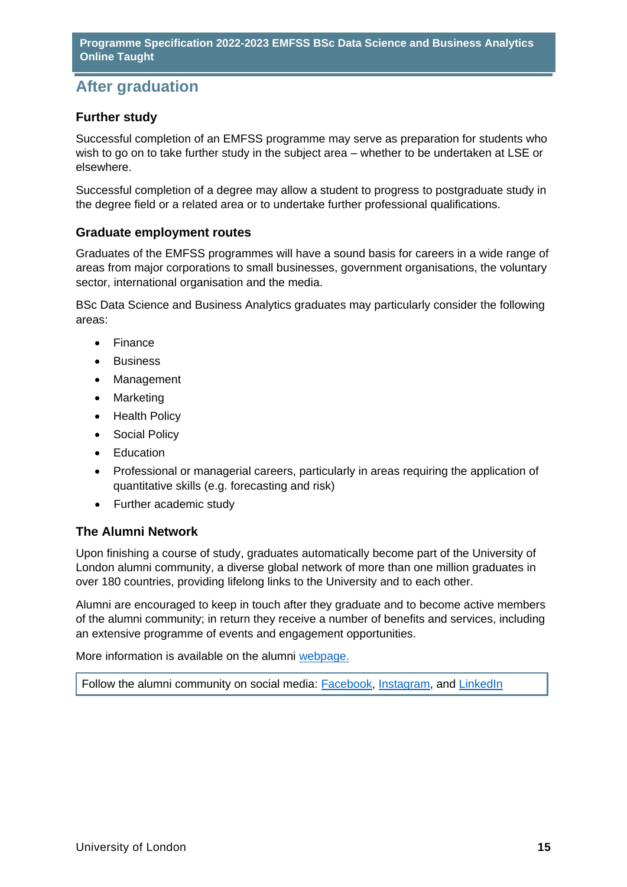# After graduation

### Further study

Successful completion of an EMFSS programme may serve as preparation for students who wish to go on to take further study in the subject area – whether to be undertaken at LSE or elsewhere.

Successful completion of a degree may allow a student to progress to postgraduate study in the degree field or a related area or to undertake further professional qualifications.

### Graduate employment routes

Graduates of the EMFSS programmes will have a sound basis for careers in a wide range of areas from major corporations to small businesses, government organisations, the voluntary sector, international organisation and the media.

BSc Data Science and Business Analytics graduates may particularly consider the following areas:

- Finance
- Business
- Management
- Marketing
- Health Policy
- Social Policy
- Education
- Professional or managerial careers, particularly in areas requiring the application of quantitative skills (e.g. forecasting and risk)
- Further academic study

### The Alumni Network

Upon finishing a course of study, graduates automatically become part of the University of London alumni community, a diverse global network of more than one million graduates in over 180 countries, providing lifelong links to the University and to each other.

Alumni are encouraged to keep in touch after they graduate and to become active members of the alumni community; in return they receive a number of benefits and services, including an extensive programme of events and engagement opportunities.

More information is available on the alumni webpage.

Follow the alumni community on social media: Facebook, Instagram, and LinkedIn